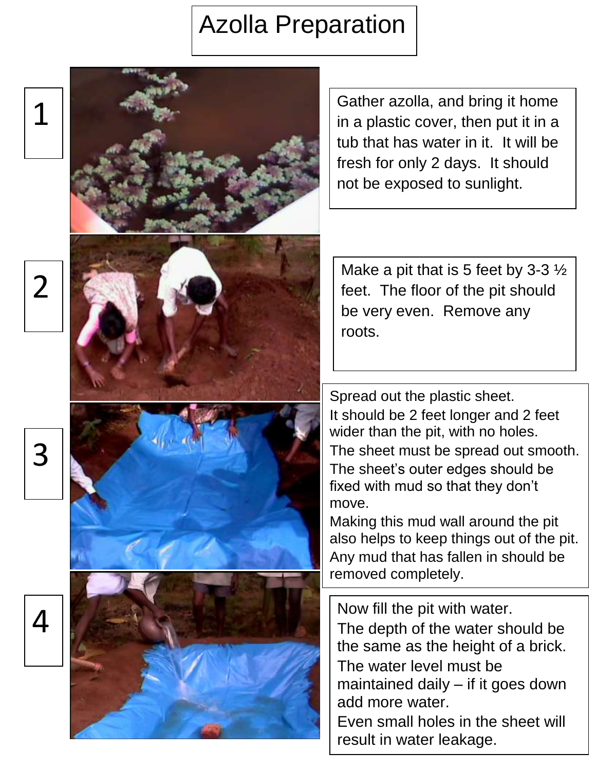# Azolla Preparation

1

Gather azolla, and bring it home in a plastic cover, then put it in a tub that has water in it. It will be fresh for only 2 days. It should not be exposed to sunlight.

2

Make a pit that is 5 feet by 3-3 ½ feet. The floor of the pit should be very even. Remove any roots.

3

Spread out the plastic sheet.
It should be 2 feet longer and 2 feet wider than the pit, with no holes.
The sheet must be spread out smooth.
The sheet's outer edges should be fixed with mud so that they don't move.
Making this mud wall around the pit also helps to keep things out of the pit.
Any mud that has fallen in should be removed completely.

4

Now fill the pit with water.
The depth of the water should be the same as the height of a brick.
The water level must be maintained daily – if it goes down add more water.
Even small holes in the sheet will result in water leakage.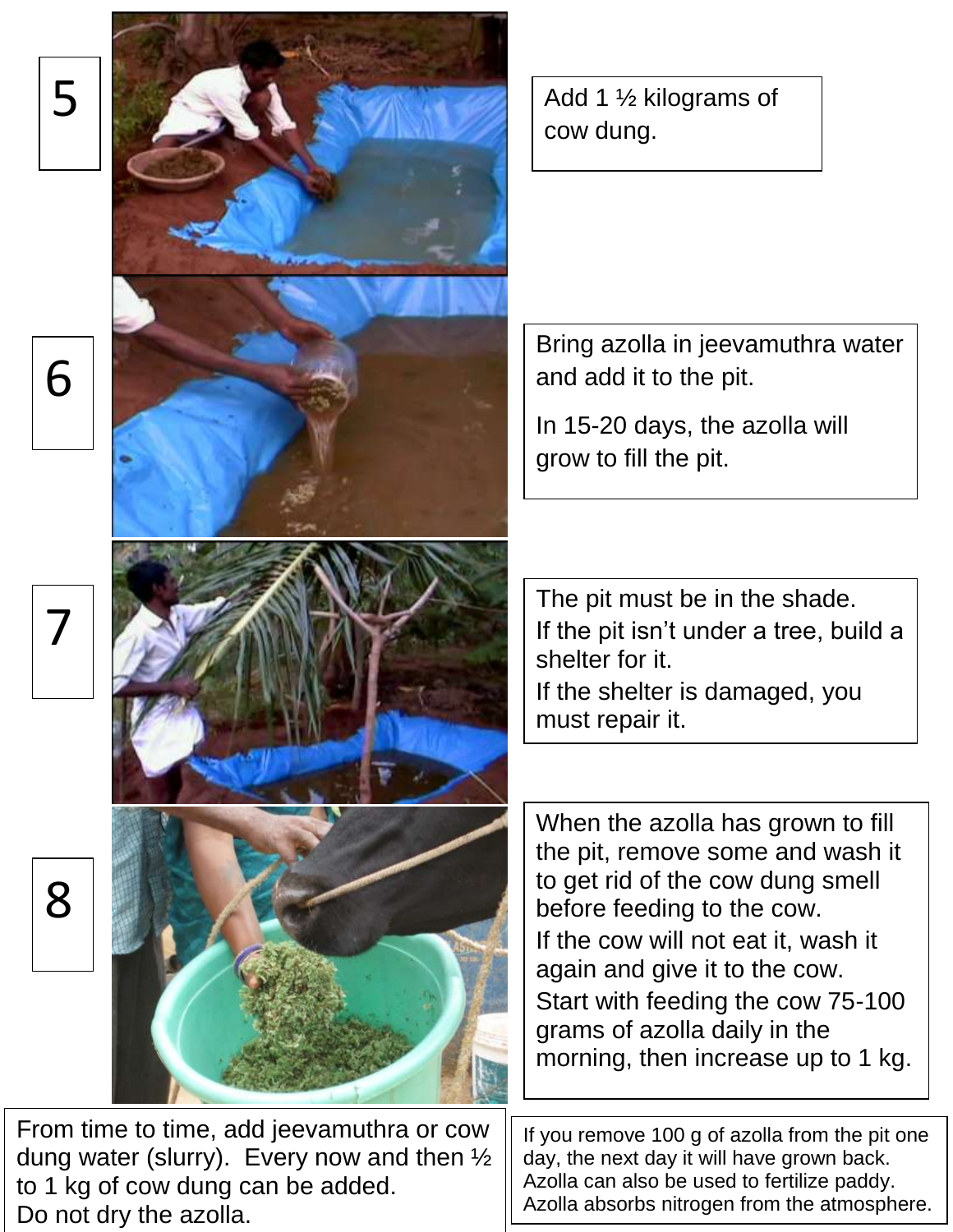5

Add 1 ½ kilograms of cow dung.

6

Bring azolla in jeevamuthra water and add it to the pit.

In 15-20 days, the azolla will grow to fill the pit.

7

The pit must be in the shade.
If the pit isn't under a tree, build a shelter for it.
If the shelter is damaged, you must repair it.

8

When the azolla has grown to fill the pit, remove some and wash it to get rid of the cow dung smell before feeding to the cow.
If the cow will not eat it, wash it again and give it to the cow.
Start with feeding the cow 75-100 grams of azolla daily in the morning, then increase up to 1 kg.

From time to time, add jeevamuthra or cow dung water (slurry). Every now and then ½ to 1 kg of cow dung can be added.
Do not dry the azolla.

If you remove 100 g of azolla from the pit one day, the next day it will have grown back.
Azolla can also be used to fertilize paddy.
Azolla absorbs nitrogen from the atmosphere.